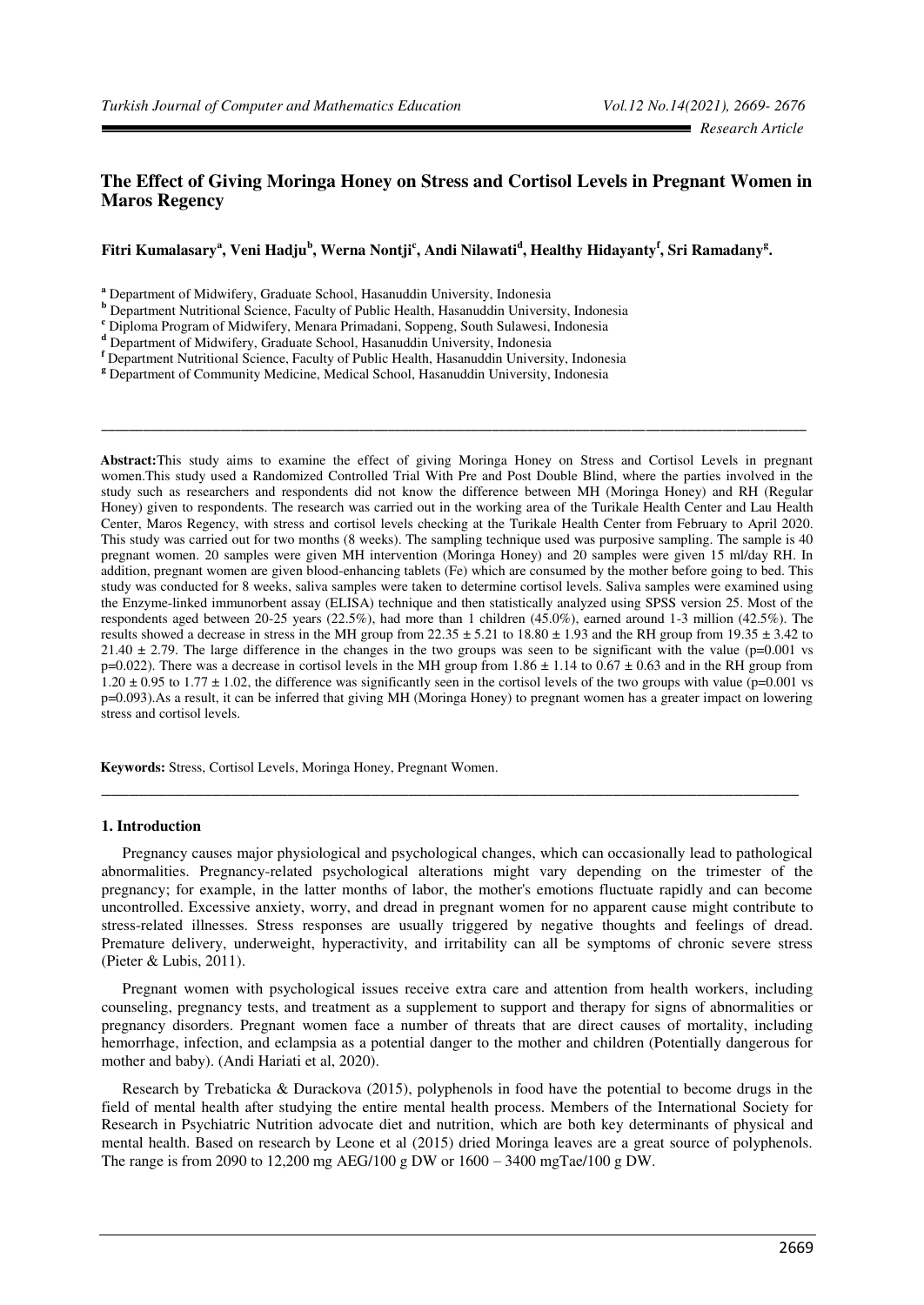*Research Article*

# The Effect of Giving Moringa Honey on Stress and Cortisol Levels in Pregnant Women in Maros Regency

**Fitri Kumalasary[a], Veni Hadju[b], Werna Nontji[c], Andi Nilawati[d], Healthy Hidayanty[f], Sri Ramadany[g].**

[a] Department of Midwifery, Graduate School, Hasanuddin University, Indonesia
[b] Department Nutritional Science, Faculty of Public Health, Hasanuddin University, Indonesia
[c] Diploma Program of Midwifery, Menara Primadani, Soppeng, South Sulawesi, Indonesia
[d] Department of Midwifery, Graduate School, Hasanuddin University, Indonesia
[f] Department Nutritional Science, Faculty of Public Health, Hasanuddin University, Indonesia
[g] Department of Community Medicine, Medical School, Hasanuddin University, Indonesia

---

**Abstract:** This study aims to examine the effect of giving Moringa Honey on Stress and Cortisol Levels in pregnant women. This study used a Randomized Controlled Trial With Pre and Post Double Blind, where the parties involved in the study such as researchers and respondents did not know the difference between MH (Moringa Honey) and RH (Regular Honey) given to respondents. The research was carried out in the working area of the Turikale Health Center and Lau Health Center, Maros Regency, with stress and cortisol levels checking at the Turikale Health Center from February to April 2020. This study was carried out for two months (8 weeks). The sampling technique used was purposive sampling. The sample is 40 pregnant women. 20 samples were given MH intervention (Moringa Honey) and 20 samples were given 15 ml/day RH. In addition, pregnant women are given blood-enhancing tablets (Fe) which are consumed by the mother before going to bed. This study was conducted for 8 weeks, saliva samples were taken to determine cortisol levels. Saliva samples were examined using the Enzyme-linked immunorbent assay (ELISA) technique and then statistically analyzed using SPSS version 25. Most of the respondents aged between 20-25 years (22.5%), had more than 1 children (45.0%), earned around 1-3 million (42.5%). The results showed a decrease in stress in the MH group from $22.35 \pm 5.21$ to $18.80 \pm 1.93$ and the RH group from $19.35 \pm 3.42$ to $21.40 \pm 2.79$. The large difference in the changes in the two groups was seen to be significant with the value ($p=0.001$ vs $p=0.022$). There was a decrease in cortisol levels in the MH group from $1.86 \pm 1.14$ to $0.67 \pm 0.63$ and in the RH group from $1.20 \pm 0.95$ to $1.77 \pm 1.02$, the difference was significantly seen in the cortisol levels of the two groups with value ($p=0.001$ vs $p=0.093$). As a result, it can be inferred that giving MH (Moringa Honey) to pregnant women has a greater impact on lowering stress and cortisol levels.

**Keywords:** Stress, Cortisol Levels, Moringa Honey, Pregnant Women.

---

## 1. Introduction

Pregnancy causes major physiological and psychological changes, which can occasionally lead to pathological abnormalities. Pregnancy-related psychological alterations might vary depending on the trimester of the pregnancy; for example, in the latter months of labor, the mother's emotions fluctuate rapidly and can become uncontrolled. Excessive anxiety, worry, and dread in pregnant women for no apparent cause might contribute to stress-related illnesses. Stress responses are usually triggered by negative thoughts and feelings of dread. Premature delivery, underweight, hyperactivity, and irritability can all be symptoms of chronic severe stress (Pieter & Lubis, 2011).

Pregnant women with psychological issues receive extra care and attention from health workers, including counseling, pregnancy tests, and treatment as a supplement to support and therapy for signs of abnormalities or pregnancy disorders. Pregnant women face a number of threats that are direct causes of mortality, including hemorrhage, infection, and eclampsia as a potential danger to the mother and children (Potentially dangerous for mother and baby). (Andi Hariati et al, 2020).

Research by Trebaticka & Durackova (2015), polyphenols in food have the potential to become drugs in the field of mental health after studying the entire mental health process. Members of the International Society for Research in Psychiatric Nutrition advocate diet and nutrition, which are both key determinants of physical and mental health. Based on research by Leone et al (2015) dried Moringa leaves are a great source of polyphenols. The range is from 2090 to 12,200 mg AEG/100 g DW or 1600 – 3400 mgTae/100 g DW.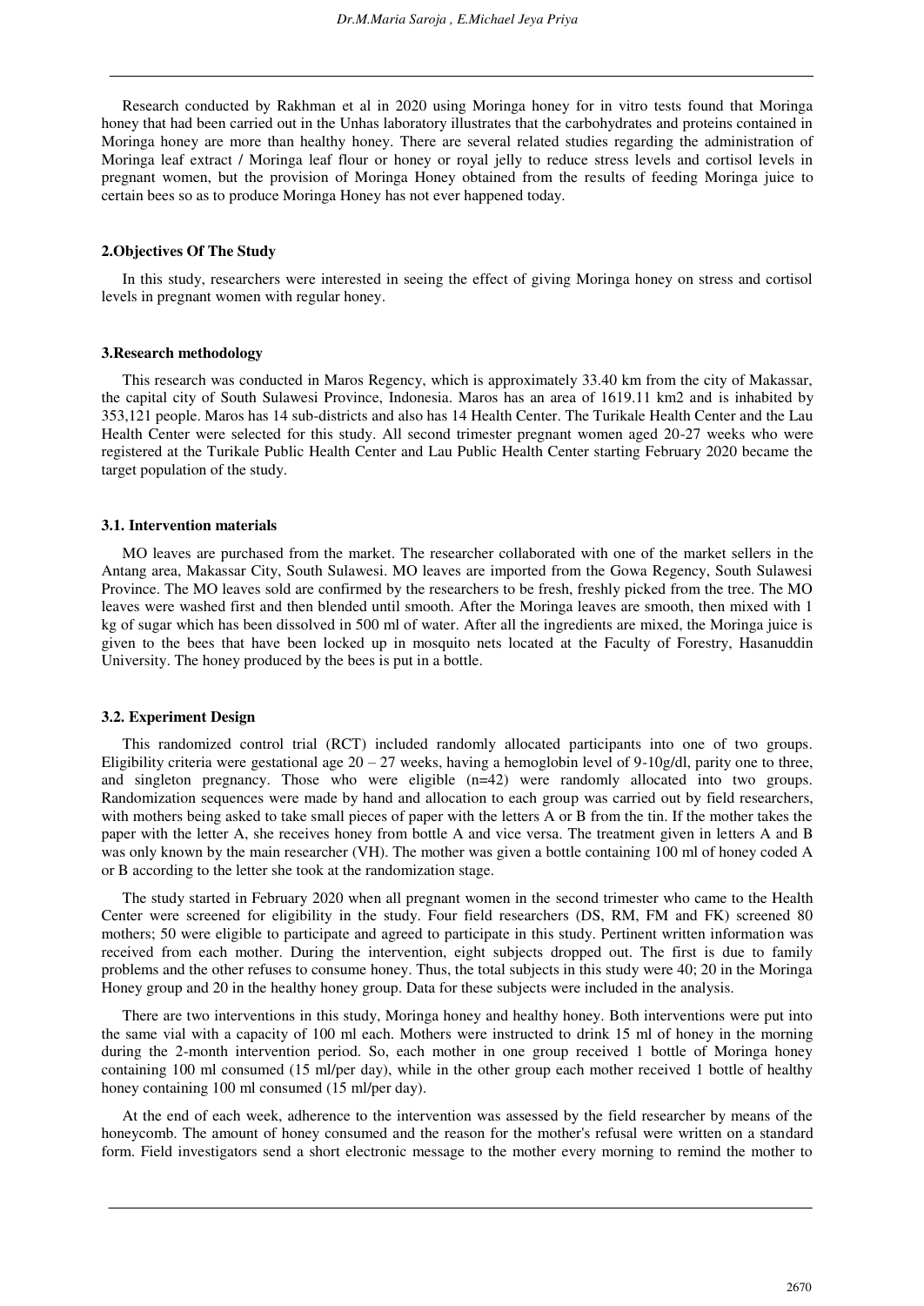Research conducted by Rakhman et al in 2020 using Moringa honey for in vitro tests found that Moringa honey that had been carried out in the Unhas laboratory illustrates that the carbohydrates and proteins contained in Moringa honey are more than healthy honey. There are several related studies regarding the administration of Moringa leaf extract / Moringa leaf flour or honey or royal jelly to reduce stress levels and cortisol levels in pregnant women, but the provision of Moringa Honey obtained from the results of feeding Moringa juice to certain bees so as to produce Moringa Honey has not ever happened today.

## 2.Objectives Of The Study

In this study, researchers were interested in seeing the effect of giving Moringa honey on stress and cortisol levels in pregnant women with regular honey.

## 3.Research methodology

This research was conducted in Maros Regency, which is approximately 33.40 km from the city of Makassar, the capital city of South Sulawesi Province, Indonesia. Maros has an area of 1619.11 km2 and is inhabited by 353,121 people. Maros has 14 sub-districts and also has 14 Health Center. The Turikale Health Center and the Lau Health Center were selected for this study. All second trimester pregnant women aged 20-27 weeks who were registered at the Turikale Public Health Center and Lau Public Health Center starting February 2020 became the target population of the study.

### 3.1. Intervention materials

MO leaves are purchased from the market. The researcher collaborated with one of the market sellers in the Antang area, Makassar City, South Sulawesi. MO leaves are imported from the Gowa Regency, South Sulawesi Province. The MO leaves sold are confirmed by the researchers to be fresh, freshly picked from the tree. The MO leaves were washed first and then blended until smooth. After the Moringa leaves are smooth, then mixed with 1 kg of sugar which has been dissolved in 500 ml of water. After all the ingredients are mixed, the Moringa juice is given to the bees that have been locked up in mosquito nets located at the Faculty of Forestry, Hasanuddin University. The honey produced by the bees is put in a bottle.

### 3.2. Experiment Design

This randomized control trial (RCT) included randomly allocated participants into one of two groups. Eligibility criteria were gestational age 20 – 27 weeks, having a hemoglobin level of 9-10g/dl, parity one to three, and singleton pregnancy. Those who were eligible (n=42) were randomly allocated into two groups. Randomization sequences were made by hand and allocation to each group was carried out by field researchers, with mothers being asked to take small pieces of paper with the letters A or B from the tin. If the mother takes the paper with the letter A, she receives honey from bottle A and vice versa. The treatment given in letters A and B was only known by the main researcher (VH). The mother was given a bottle containing 100 ml of honey coded A or B according to the letter she took at the randomization stage.

The study started in February 2020 when all pregnant women in the second trimester who came to the Health Center were screened for eligibility in the study. Four field researchers (DS, RM, FM and FK) screened 80 mothers; 50 were eligible to participate and agreed to participate in this study. Pertinent written information was received from each mother. During the intervention, eight subjects dropped out. The first is due to family problems and the other refuses to consume honey. Thus, the total subjects in this study were 40; 20 in the Moringa Honey group and 20 in the healthy honey group. Data for these subjects were included in the analysis.

There are two interventions in this study, Moringa honey and healthy honey. Both interventions were put into the same vial with a capacity of 100 ml each. Mothers were instructed to drink 15 ml of honey in the morning during the 2-month intervention period. So, each mother in one group received 1 bottle of Moringa honey containing 100 ml consumed (15 ml/per day), while in the other group each mother received 1 bottle of healthy honey containing 100 ml consumed (15 ml/per day).

At the end of each week, adherence to the intervention was assessed by the field researcher by means of the honeycomb. The amount of honey consumed and the reason for the mother's refusal were written on a standard form. Field investigators send a short electronic message to the mother every morning to remind the mother to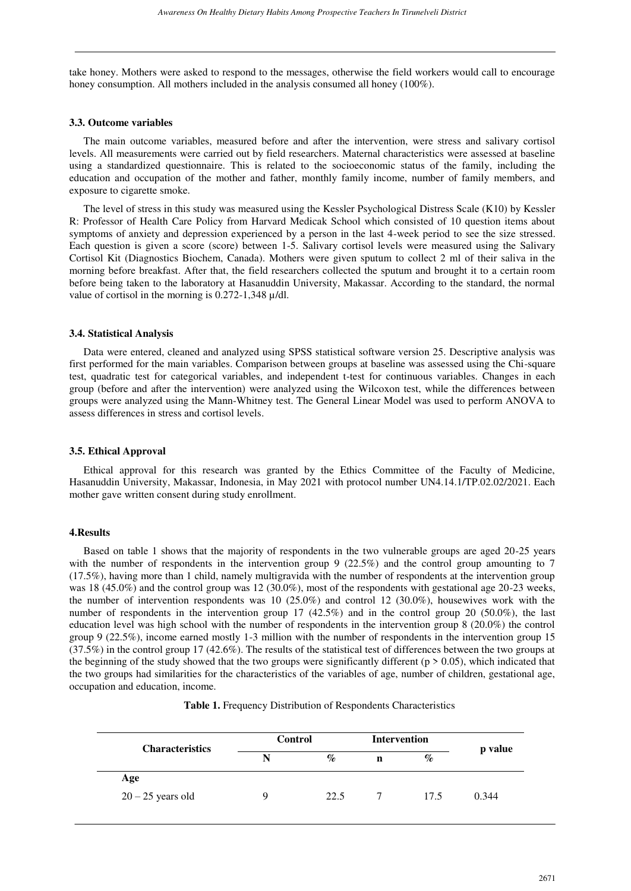take honey. Mothers were asked to respond to the messages, otherwise the field workers would call to encourage honey consumption. All mothers included in the analysis consumed all honey (100%).

### 3.3. Outcome variables

The main outcome variables, measured before and after the intervention, were stress and salivary cortisol levels. All measurements were carried out by field researchers. Maternal characteristics were assessed at baseline using a standardized questionnaire. This is related to the socioeconomic status of the family, including the education and occupation of the mother and father, monthly family income, number of family members, and exposure to cigarette smoke.

The level of stress in this study was measured using the Kessler Psychological Distress Scale (K10) by Kessler R: Professor of Health Care Policy from Harvard Medicak School which consisted of 10 question items about symptoms of anxiety and depression experienced by a person in the last 4-week period to see the size stressed. Each question is given a score (score) between 1-5. Salivary cortisol levels were measured using the Salivary Cortisol Kit (Diagnostics Biochem, Canada). Mothers were given sputum to collect 2 ml of their saliva in the morning before breakfast. After that, the field researchers collected the sputum and brought it to a certain room before being taken to the laboratory at Hasanuddin University, Makassar. According to the standard, the normal value of cortisol in the morning is 0.272-1,348 µ/dl.

### 3.4. Statistical Analysis

Data were entered, cleaned and analyzed using SPSS statistical software version 25. Descriptive analysis was first performed for the main variables. Comparison between groups at baseline was assessed using the Chi-square test, quadratic test for categorical variables, and independent t-test for continuous variables. Changes in each group (before and after the intervention) were analyzed using the Wilcoxon test, while the differences between groups were analyzed using the Mann-Whitney test. The General Linear Model was used to perform ANOVA to assess differences in stress and cortisol levels.

### 3.5. Ethical Approval

Ethical approval for this research was granted by the Ethics Committee of the Faculty of Medicine, Hasanuddin University, Makassar, Indonesia, in May 2021 with protocol number UN4.14.1/TP.02.02/2021. Each mother gave written consent during study enrollment.

## 4.Results

Based on table 1 shows that the majority of respondents in the two vulnerable groups are aged 20-25 years with the number of respondents in the intervention group 9 (22.5%) and the control group amounting to 7 (17.5%), having more than 1 child, namely multigravida with the number of respondents at the intervention group was 18 (45.0%) and the control group was 12 (30.0%), most of the respondents with gestational age 20-23 weeks, the number of intervention respondents was 10 (25.0%) and control 12 (30.0%), housewives work with the number of respondents in the intervention group 17 (42.5%) and in the control group 20 (50.0%), the last education level was high school with the number of respondents in the intervention group 8 (20.0%) the control group 9 (22.5%), income earned mostly 1-3 million with the number of respondents in the intervention group 15 (37.5%) in the control group 17 (42.6%). The results of the statistical test of differences between the two groups at the beginning of the study showed that the two groups were significantly different ($p > 0.05$), which indicated that the two groups had similarities for the characteristics of the variables of age, number of children, gestational age, occupation and education, income.

**Table 1.** Frequency Distribution of Respondents Characteristics

| Characteristics | Control | | Intervention | | p value |
|---|---|---|---|---|---|
| | N | % | n | % | |
| **Age** | | | | | |
| 20 – 25 years old | 9 | 22.5 | 7 | 17.5 | 0.344 |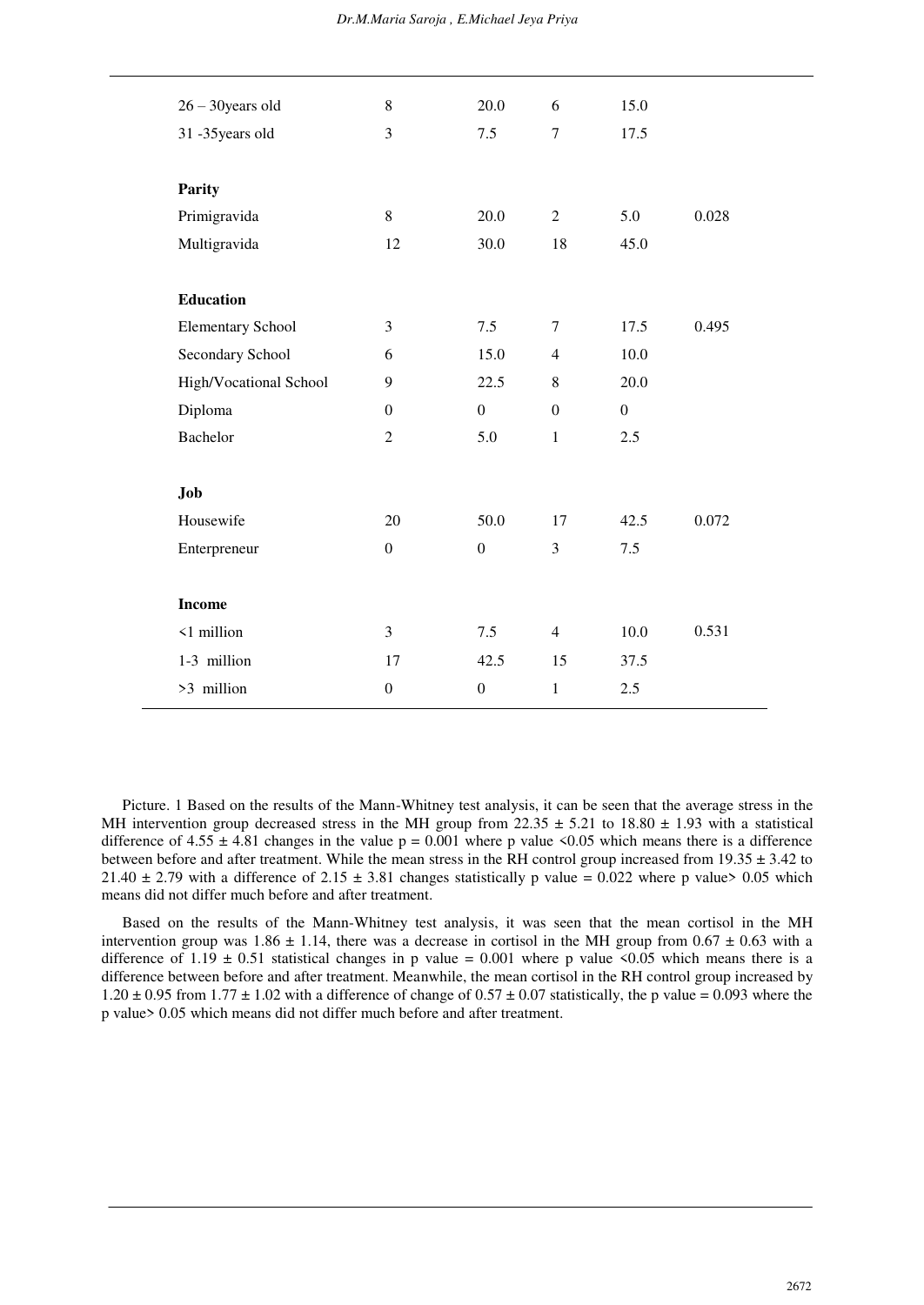| | | | | | |
|---|---|---|---|---|---|
| 26 – 30years old | 8 | 20.0 | 6 | 15.0 | |
| 31 -35years old | 3 | 7.5 | 7 | 17.5 | |
| | | | | | |
| **Parity** | | | | | |
| Primigravida | 8 | 20.0 | 2 | 5.0 | 0.028 |
| Multigravida | 12 | 30.0 | 18 | 45.0 | |
| | | | | | |
| **Education** | | | | | |
| Elementary School | 3 | 7.5 | 7 | 17.5 | 0.495 |
| Secondary School | 6 | 15.0 | 4 | 10.0 | |
| High/Vocational School | 9 | 22.5 | 8 | 20.0 | |
| Diploma | 0 | 0 | 0 | 0 | |
| Bachelor | 2 | 5.0 | 1 | 2.5 | |
| | | | | | |
| **Job** | | | | | |
| Housewife | 20 | 50.0 | 17 | 42.5 | 0.072 |
| Enterpreneur | 0 | 0 | 3 | 7.5 | |
| | | | | | |
| **Income** | | | | | |
| <1 million | 3 | 7.5 | 4 | 10.0 | 0.531 |
| 1-3 million | 17 | 42.5 | 15 | 37.5 | |
| >3 million | 0 | 0 | 1 | 2.5 | |

Picture. 1 Based on the results of the Mann-Whitney test analysis, it can be seen that the average stress in the MH intervention group decreased stress in the MH group from $22.35 \pm 5.21$ to $18.80 \pm 1.93$ with a statistical difference of $4.55 \pm 4.81$ changes in the value $p = 0.001$ where p value $<0.05$ which means there is a difference between before and after treatment. While the mean stress in the RH control group increased from $19.35 \pm 3.42$ to $21.40 \pm 2.79$ with a difference of $2.15 \pm 3.81$ changes statistically p value $= 0.022$ where p value$> 0.05$ which means did not differ much before and after treatment.

Based on the results of the Mann-Whitney test analysis, it was seen that the mean cortisol in the MH intervention group was $1.86 \pm 1.14$, there was a decrease in cortisol in the MH group from $0.67 \pm 0.63$ with a difference of $1.19 \pm 0.51$ statistical changes in p value $= 0.001$ where p value $<0.05$ which means there is a difference between before and after treatment. Meanwhile, the mean cortisol in the RH control group increased by $1.20 \pm 0.95$ from $1.77 \pm 1.02$ with a difference of change of $0.57 \pm 0.07$ statistically, the p value $= 0.093$ where the p value$> 0.05$ which means did not differ much before and after treatment.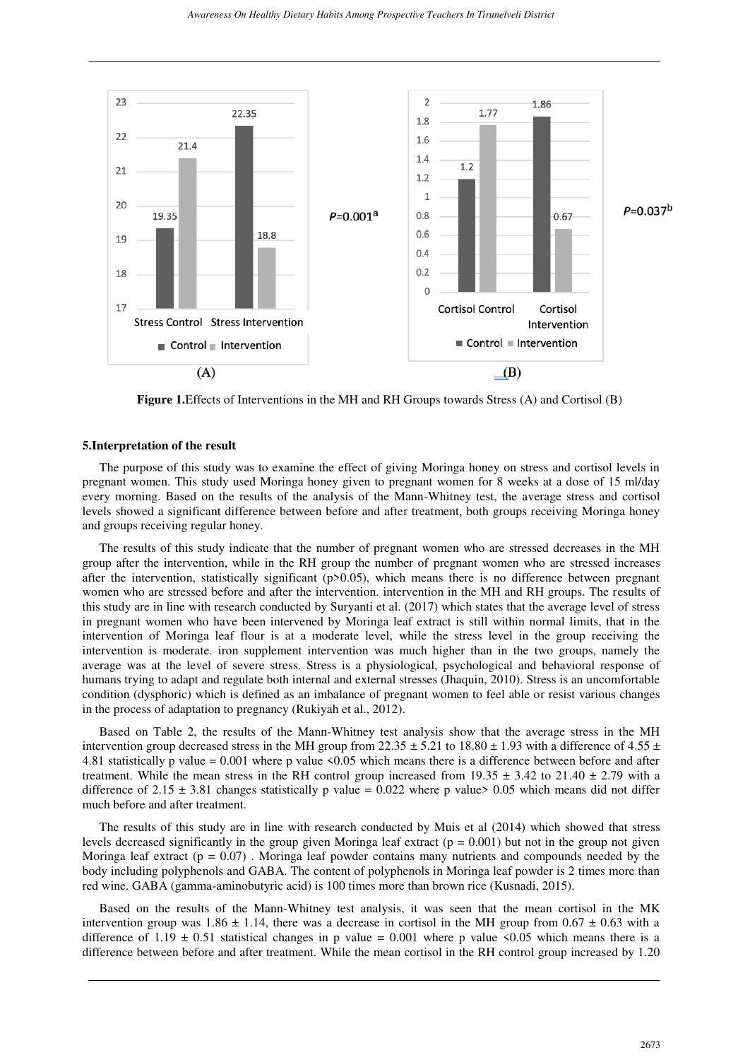**Figure 1.**Effects of Interventions in the MH and RH Groups towards Stress (A) and Cortisol (B)

## 5.Interpretation of the result

The purpose of this study was to examine the effect of giving Moringa honey on stress and cortisol levels in pregnant women. This study used Moringa honey given to pregnant women for 8 weeks at a dose of 15 ml/day every morning. Based on the results of the analysis of the Mann-Whitney test, the average stress and cortisol levels showed a significant difference between before and after treatment, both groups receiving Moringa honey and groups receiving regular honey.

The results of this study indicate that the number of pregnant women who are stressed decreases in the MH group after the intervention, while in the RH group the number of pregnant women who are stressed increases after the intervention, statistically significant ($p>0.05$), which means there is no difference between pregnant women who are stressed before and after the intervention. intervention in the MH and RH groups. The results of this study are in line with research conducted by Suryanti et al. (2017) which states that the average level of stress in pregnant women who have been intervened by Moringa leaf extract is still within normal limits, that in the intervention of Moringa leaf flour is at a moderate level, while the stress level in the group receiving the intervention is moderate. iron supplement intervention was much higher than in the two groups, namely the average was at the level of severe stress. Stress is a physiological, psychological and behavioral response of humans trying to adapt and regulate both internal and external stresses (Jhaquin, 2010). Stress is an uncomfortable condition (dysphoric) which is defined as an imbalance of pregnant women to feel able or resist various changes in the process of adaptation to pregnancy (Rukiyah et al., 2012).

Based on Table 2, the results of the Mann-Whitney test analysis show that the average stress in the MH intervention group decreased stress in the MH group from $22.35 \pm 5.21$ to $18.80 \pm 1.93$ with a difference of $4.55 \pm 4.81$ statistically p value = 0.001 where p value <0.05 which means there is a difference between before and after treatment. While the mean stress in the RH control group increased from $19.35 \pm 3.42$ to $21.40 \pm 2.79$ with a difference of $2.15 \pm 3.81$ changes statistically p value = 0.022 where p value> 0.05 which means did not differ much before and after treatment.

The results of this study are in line with research conducted by Muis et al (2014) which showed that stress levels decreased significantly in the group given Moringa leaf extract ($p = 0.001$) but not in the group not given Moringa leaf extract ($p = 0.07$) . Moringa leaf powder contains many nutrients and compounds needed by the body including polyphenols and GABA. The content of polyphenols in Moringa leaf powder is 2 times more than red wine. GABA (gamma-aminobutyric acid) is 100 times more than brown rice (Kusnadi, 2015).

Based on the results of the Mann-Whitney test analysis, it was seen that the mean cortisol in the MK intervention group was $1.86 \pm 1.14$, there was a decrease in cortisol in the MH group from $0.67 \pm 0.63$ with a difference of $1.19 \pm 0.51$ statistical changes in p value = 0.001 where p value <0.05 which means there is a difference between before and after treatment. While the mean cortisol in the RH control group increased by 1.20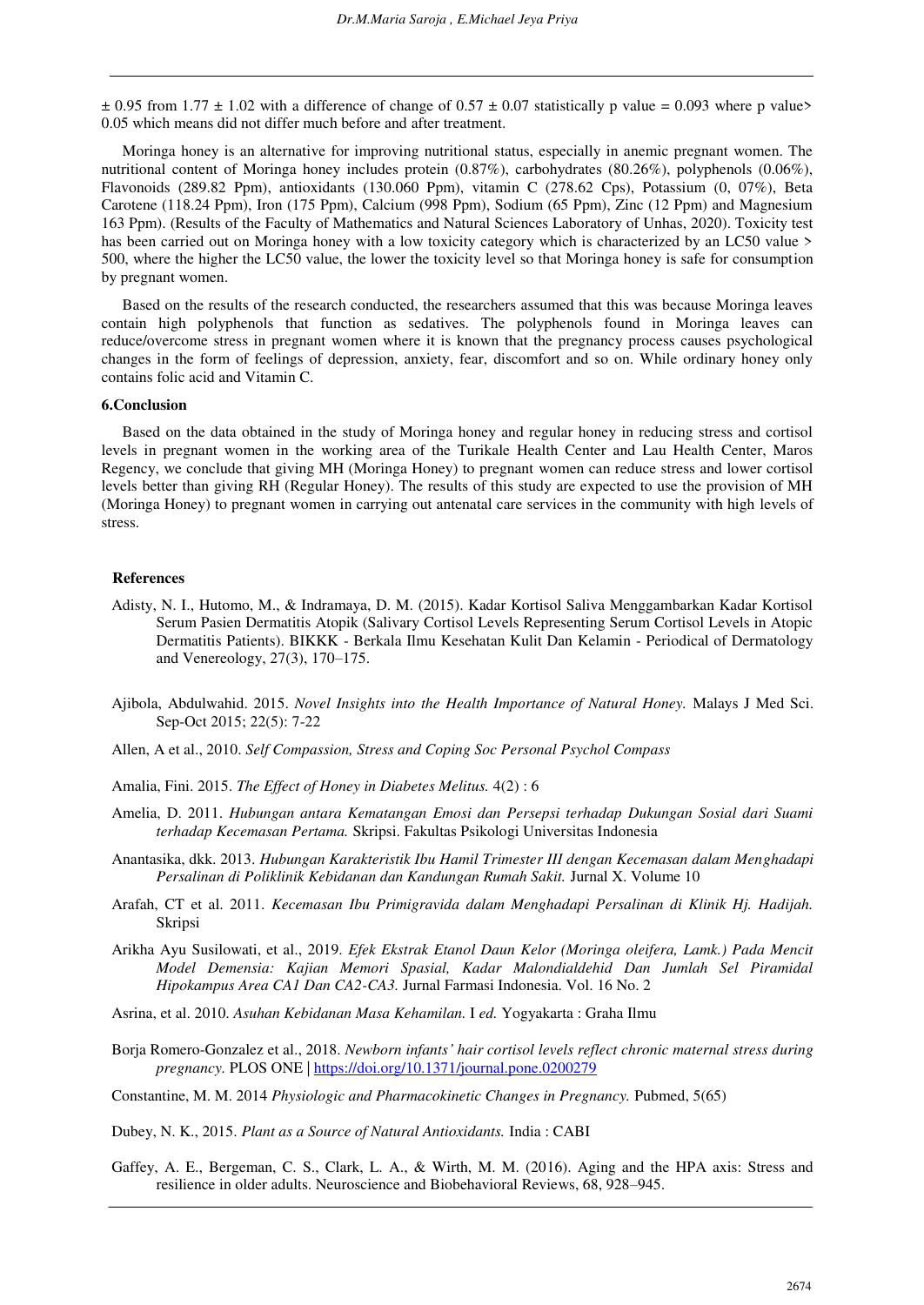± 0.95 from 1.77 ± 1.02 with a difference of change of 0.57 ± 0.07 statistically p value = 0.093 where p value> 0.05 which means did not differ much before and after treatment.

Moringa honey is an alternative for improving nutritional status, especially in anemic pregnant women. The nutritional content of Moringa honey includes protein (0.87%), carbohydrates (80.26%), polyphenols (0.06%), Flavonoids (289.82 Ppm), antioxidants (130.060 Ppm), vitamin C (278.62 Cps), Potassium (0, 07%), Beta Carotene (118.24 Ppm), Iron (175 Ppm), Calcium (998 Ppm), Sodium (65 Ppm), Zinc (12 Ppm) and Magnesium 163 Ppm). (Results of the Faculty of Mathematics and Natural Sciences Laboratory of Unhas, 2020). Toxicity test has been carried out on Moringa honey with a low toxicity category which is characterized by an LC50 value > 500, where the higher the LC50 value, the lower the toxicity level so that Moringa honey is safe for consumption by pregnant women.

Based on the results of the research conducted, the researchers assumed that this was because Moringa leaves contain high polyphenols that function as sedatives. The polyphenols found in Moringa leaves can reduce/overcome stress in pregnant women where it is known that the pregnancy process causes psychological changes in the form of feelings of depression, anxiety, fear, discomfort and so on. While ordinary honey only contains folic acid and Vitamin C.

## 6.Conclusion

Based on the data obtained in the study of Moringa honey and regular honey in reducing stress and cortisol levels in pregnant women in the working area of the Turikale Health Center and Lau Health Center, Maros Regency, we conclude that giving MH (Moringa Honey) to pregnant women can reduce stress and lower cortisol levels better than giving RH (Regular Honey). The results of this study are expected to use the provision of MH (Moringa Honey) to pregnant women in carrying out antenatal care services in the community with high levels of stress.

## References

Adisty, N. I., Hutomo, M., & Indramaya, D. M. (2015). Kadar Kortisol Saliva Menggambarkan Kadar Kortisol Serum Pasien Dermatitis Atopik (Salivary Cortisol Levels Representing Serum Cortisol Levels in Atopic Dermatitis Patients). BIKKK - Berkala Ilmu Kesehatan Kulit Dan Kelamin - Periodical of Dermatology and Venereology, 27(3), 170–175.

Ajibola, Abdulwahid. 2015. *Novel Insights into the Health Importance of Natural Honey.* Malays J Med Sci. Sep-Oct 2015; 22(5): 7-22

Allen, A et al., 2010. *Self Compassion, Stress and Coping Soc Personal Psychol Compass*

Amalia, Fini. 2015. *The Effect of Honey in Diabetes Melitus.* 4(2) : 6

Amelia, D. 2011. *Hubungan antara Kematangan Emosi dan Persepsi terhadap Dukungan Sosial dari Suami terhadap Kecemasan Pertama.* Skripsi. Fakultas Psikologi Universitas Indonesia

Anantasika, dkk. 2013. *Hubungan Karakteristik Ibu Hamil Trimester III dengan Kecemasan dalam Menghadapi Persalinan di Poliklinik Kebidanan dan Kandungan Rumah Sakit.* Jurnal X. Volume 10

Arafah, CT et al. 2011. *Kecemasan Ibu Primigravida dalam Menghadapi Persalinan di Klinik Hj. Hadijah.* Skripsi

Arikha Ayu Susilowati, et al., 2019. *Efek Ekstrak Etanol Daun Kelor (Moringa oleifera, Lamk.) Pada Mencit Model Demensia: Kajian Memori Spasial, Kadar Malondialdehid Dan Jumlah Sel Piramidal Hipokampus Area CA1 Dan CA2-CA3.* Jurnal Farmasi Indonesia. Vol. 16 No. 2

Asrina, et al. 2010. *Asuhan Kebidanan Masa Kehamilan.* I *ed.* Yogyakarta : Graha Ilmu

Borja Romero-Gonzalez et al., 2018. *Newborn infants' hair cortisol levels reflect chronic maternal stress during pregnancy.* PLOS ONE | https://doi.org/10.1371/journal.pone.0200279

Constantine, M. M. 2014 *Physiologic and Pharmacokinetic Changes in Pregnancy.* Pubmed, 5(65)

Dubey, N. K., 2015. *Plant as a Source of Natural Antioxidants.* India : CABI

Gaffey, A. E., Bergeman, C. S., Clark, L. A., & Wirth, M. M. (2016). Aging and the HPA axis: Stress and resilience in older adults. Neuroscience and Biobehavioral Reviews, 68, 928–945.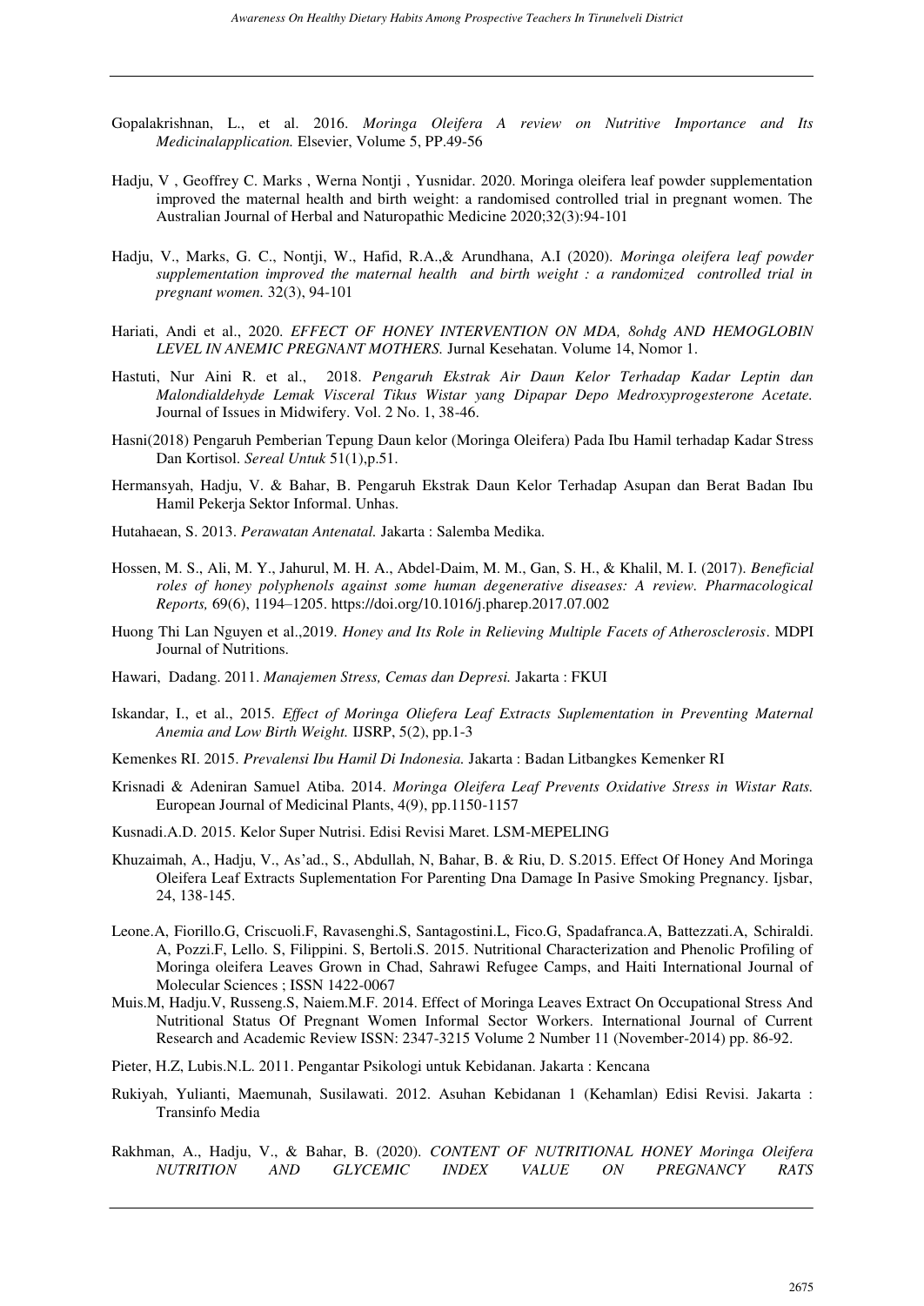Gopalakrishnan, L., et al. 2016. *Moringa Oleifera A review on Nutritive Importance and Its Medicinalapplication.* Elsevier, Volume 5, PP.49-56

Hadju, V , Geoffrey C. Marks , Werna Nontji , Yusnidar. 2020. Moringa oleifera leaf powder supplementation improved the maternal health and birth weight: a randomised controlled trial in pregnant women. The Australian Journal of Herbal and Naturopathic Medicine 2020;32(3):94-101

Hadju, V., Marks, G. C., Nontji, W., Hafid, R.A.,& Arundhana, A.I (2020). *Moringa oleifera leaf powder supplementation improved the maternal health and birth weight : a randomized controlled trial in pregnant women.* 32(3), 94-101

Hariati, Andi et al., 2020. *EFFECT OF HONEY INTERVENTION ON MDA, 8ohdg AND HEMOGLOBIN LEVEL IN ANEMIC PREGNANT MOTHERS.* Jurnal Kesehatan. Volume 14, Nomor 1.

Hastuti, Nur Aini R. et al., 2018. *Pengaruh Ekstrak Air Daun Kelor Terhadap Kadar Leptin dan Malondialdehyde Lemak Visceral Tikus Wistar yang Dipapar Depo Medroxyprogesterone Acetate.* Journal of Issues in Midwifery. Vol. 2 No. 1, 38-46.

Hasni(2018) Pengaruh Pemberian Tepung Daun kelor (Moringa Oleifera) Pada Ibu Hamil terhadap Kadar Stress Dan Kortisol. *Sereal Untuk* 51(1),p.51.

Hermansyah, Hadju, V. & Bahar, B. Pengaruh Ekstrak Daun Kelor Terhadap Asupan dan Berat Badan Ibu Hamil Pekerja Sektor Informal. Unhas.

Hutahaean, S. 2013. *Perawatan Antenatal.* Jakarta : Salemba Medika.

Hossen, M. S., Ali, M. Y., Jahurul, M. H. A., Abdel-Daim, M. M., Gan, S. H., & Khalil, M. I. (2017). *Beneficial roles of honey polyphenols against some human degenerative diseases: A review. Pharmacological Reports,* 69(6), 1194–1205. https://doi.org/10.1016/j.pharep.2017.07.002

Huong Thi Lan Nguyen et al.,2019. *Honey and Its Role in Relieving Multiple Facets of Atherosclerosis*. MDPI Journal of Nutritions.

Hawari, Dadang. 2011. *Manajemen Stress, Cemas dan Depresi.* Jakarta : FKUI

Iskandar, I., et al., 2015. *Effect of Moringa Oliefera Leaf Extracts Suplementation in Preventing Maternal Anemia and Low Birth Weight.* IJSRP, 5(2), pp.1-3

Kemenkes RI. 2015. *Prevalensi Ibu Hamil Di Indonesia.* Jakarta : Badan Litbangkes Kemenker RI

Krisnadi & Adeniran Samuel Atiba. 2014. *Moringa Oleifera Leaf Prevents Oxidative Stress in Wistar Rats.* European Journal of Medicinal Plants, 4(9), pp.1150-1157

Kusnadi.A.D. 2015. Kelor Super Nutrisi. Edisi Revisi Maret. LSM-MEPELING

Khuzaimah, A., Hadju, V., As'ad., S., Abdullah, N, Bahar, B. & Riu, D. S.2015. Effect Of Honey And Moringa Oleifera Leaf Extracts Suplementation For Parenting Dna Damage In Pasive Smoking Pregnancy. Ijsbar, 24, 138-145.

Leone.A, Fiorillo.G, Criscuoli.F, Ravasenghi.S, Santagostini.L, Fico.G, Spadafranca.A, Battezzati.A, Schiraldi. A, Pozzi.F, Lello. S, Filippini. S, Bertoli.S. 2015. Nutritional Characterization and Phenolic Profiling of Moringa oleifera Leaves Grown in Chad, Sahrawi Refugee Camps, and Haiti International Journal of Molecular Sciences ; ISSN 1422-0067

Muis.M, Hadju.V, Russeng.S, Naiem.M.F. 2014. Effect of Moringa Leaves Extract On Occupational Stress And Nutritional Status Of Pregnant Women Informal Sector Workers. International Journal of Current Research and Academic Review ISSN: 2347-3215 Volume 2 Number 11 (November-2014) pp. 86-92.

Pieter, H.Z, Lubis.N.L. 2011. Pengantar Psikologi untuk Kebidanan. Jakarta : Kencana

Rukiyah, Yulianti, Maemunah, Susilawati. 2012. Asuhan Kebidanan 1 (Kehamlan) Edisi Revisi. Jakarta : Transinfo Media

Rakhman, A., Hadju, V., & Bahar, B. (2020). *CONTENT OF NUTRITIONAL HONEY Moringa Oleifera NUTRITION AND GLYCEMIC INDEX VALUE ON PREGNANCY RATS*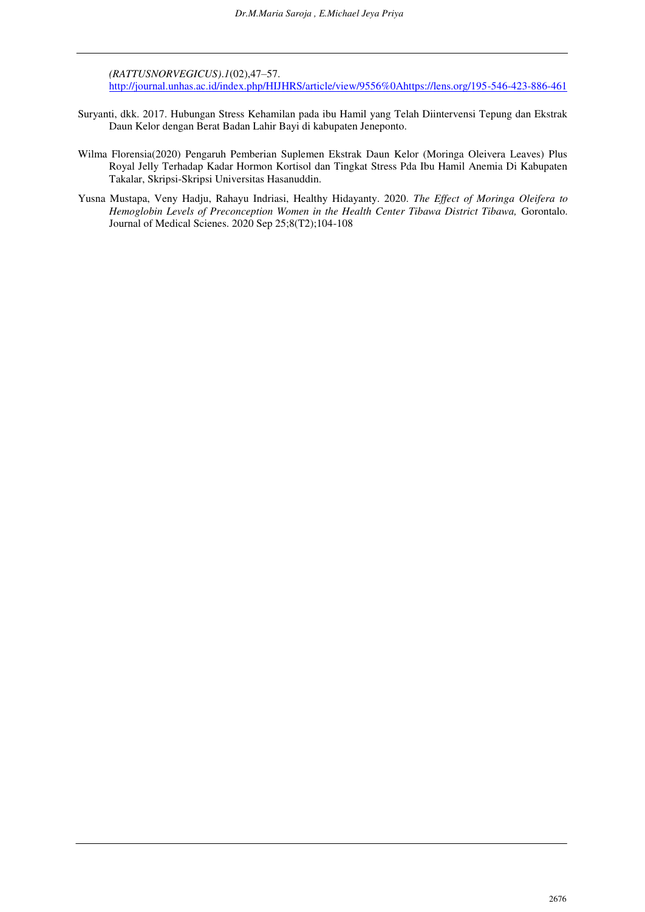*(RATTUSNORVEGICUS).1*(02),47–57. http://journal.unhas.ac.id/index.php/HIJHRS/article/view/9556%0Ahttps://lens.org/195-546-423-886-461

Suryanti, dkk. 2017. Hubungan Stress Kehamilan pada ibu Hamil yang Telah Diintervensi Tepung dan Ekstrak Daun Kelor dengan Berat Badan Lahir Bayi di kabupaten Jeneponto.

Wilma Florensia(2020) Pengaruh Pemberian Suplemen Ekstrak Daun Kelor (Moringa Oleivera Leaves) Plus Royal Jelly Terhadap Kadar Hormon Kortisol dan Tingkat Stress Pda Ibu Hamil Anemia Di Kabupaten Takalar, Skripsi-Skripsi Universitas Hasanuddin.

Yusna Mustapa, Veny Hadju, Rahayu Indriasi, Healthy Hidayanty. 2020. *The Effect of Moringa Oleifera to Hemoglobin Levels of Preconception Women in the Health Center Tibawa District Tibawa,* Gorontalo. Journal of Medical Scienes. 2020 Sep 25;8(T2);104-108